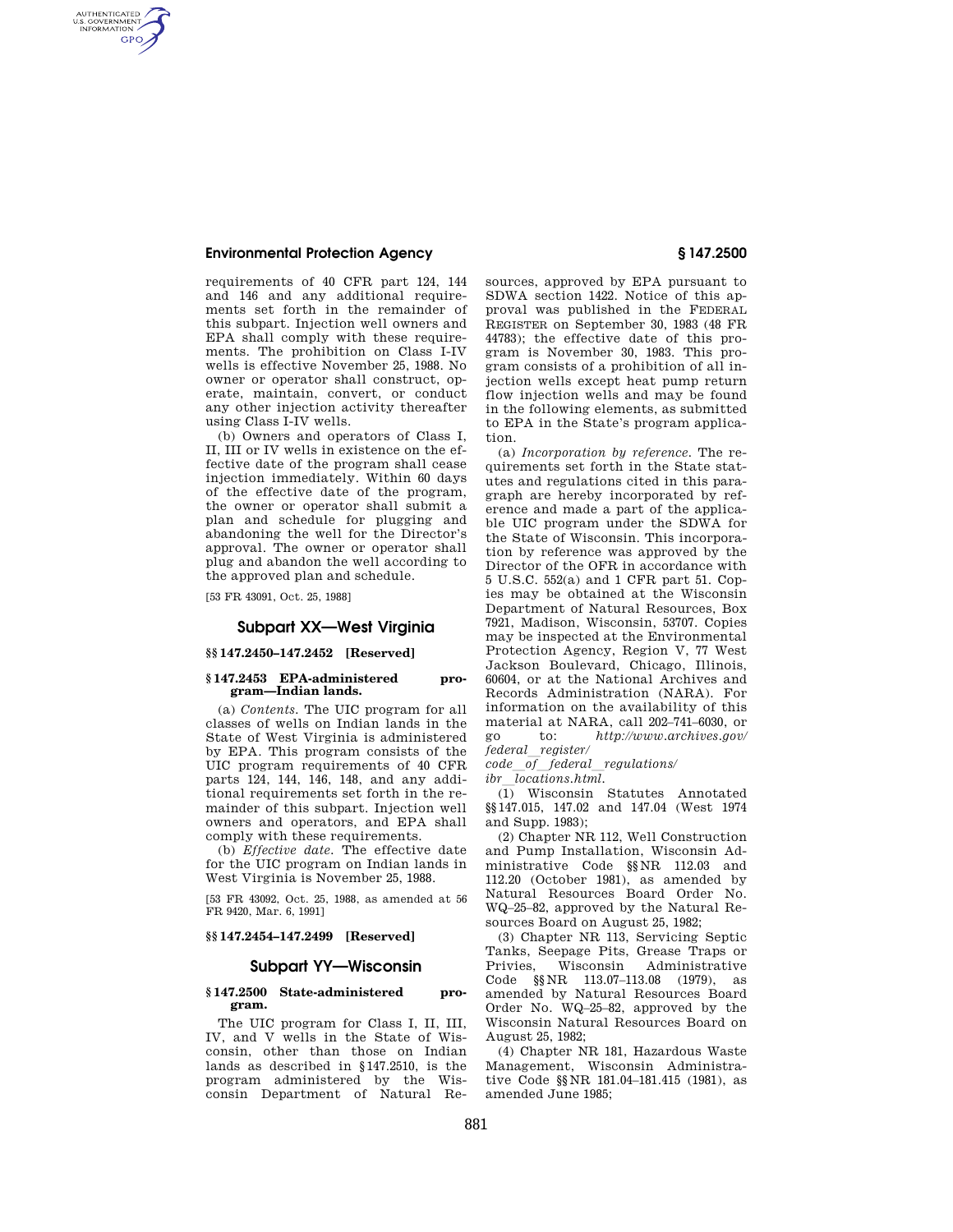requirements of 40 CFR part 124, 144 and 146 and any additional requirements set forth in the remainder of this subpart. Injection well owners and EPA shall comply with these requirements. The prohibition on Class I-IV wells is effective November 25, 1988. No owner or operator shall construct, operate, maintain, convert, or conduct any other injection activity thereafter using Class I-IV wells.

(b) Owners and operators of Class I, II, III or IV wells in existence on the effective date of the program shall cease injection immediately. Within 60 days of the effective date of the program, the owner or operator shall submit a plan and schedule for plugging and abandoning the well for the Director's approval. The owner or operator shall plug and abandon the well according to the approved plan and schedule.

[53 FR 43091, Oct. 25, 1988]

## Subpart XX—West Virginia

### §§ 147.2450–147.2452 [Reserved]

### § 147.2453 EPA-administered program—Indian lands.

(a) *Contents.* The UIC program for all classes of wells on Indian lands in the State of West Virginia is administered by EPA. This program consists of the UIC program requirements of 40 CFR parts 124, 144, 146, 148, and any additional requirements set forth in the remainder of this subpart. Injection well owners and operators, and EPA shall comply with these requirements.

(b) *Effective date.* The effective date for the UIC program on Indian lands in West Virginia is November 25, 1988.

[53 FR 43092, Oct. 25, 1988, as amended at 56 FR 9420, Mar. 6, 1991]

### §§ 147.2454–147.2499 [Reserved]

## Subpart YY—Wisconsin

### § 147.2500 State-administered program.

The UIC program for Class I, II, III, IV, and V wells in the State of Wisconsin, other than those on Indian lands as described in § 147.2510, is the program administered by the Wisconsin Department of Natural Resources, approved by EPA pursuant to SDWA section 1422. Notice of this approval was published in the FEDERAL REGISTER on September 30, 1983 (48 FR 44783); the effective date of this program is November 30, 1983. This program consists of a prohibition of all injection wells except heat pump return flow injection wells and may be found in the following elements, as submitted to EPA in the State's program application.

(a) *Incorporation by reference.* The requirements set forth in the State statutes and regulations cited in this paragraph are hereby incorporated by reference and made a part of the applicable UIC program under the SDWA for the State of Wisconsin. This incorporation by reference was approved by the Director of the OFR in accordance with 5 U.S.C. 552(a) and 1 CFR part 51. Copies may be obtained at the Wisconsin Department of Natural Resources, Box 7921, Madison, Wisconsin, 53707. Copies may be inspected at the Environmental Protection Agency, Region V, 77 West Jackson Boulevard, Chicago, Illinois, 60604, or at the National Archives and Records Administration (NARA). For information on the availability of this material at NARA, call 202–741–6030, or go to: *http://www.archives.gov/federal_register/code_of_federal_regulations/ibr_locations.html.*

(1) Wisconsin Statutes Annotated §§ 147.015, 147.02 and 147.04 (West 1974 and Supp. 1983);

(2) Chapter NR 112, Well Construction and Pump Installation, Wisconsin Administrative Code §§ NR 112.03 and 112.20 (October 1981), as amended by Natural Resources Board Order No. WQ–25–82, approved by the Natural Resources Board on August 25, 1982;

(3) Chapter NR 113, Servicing Septic Tanks, Seepage Pits, Grease Traps or Privies, Wisconsin Administrative Code §§ NR 113.07–113.08 (1979), as amended by Natural Resources Board Order No. WQ–25–82, approved by the Wisconsin Natural Resources Board on August 25, 1982;

(4) Chapter NR 181, Hazardous Waste Management, Wisconsin Administrative Code §§ NR 181.04–181.415 (1981), as amended June 1985;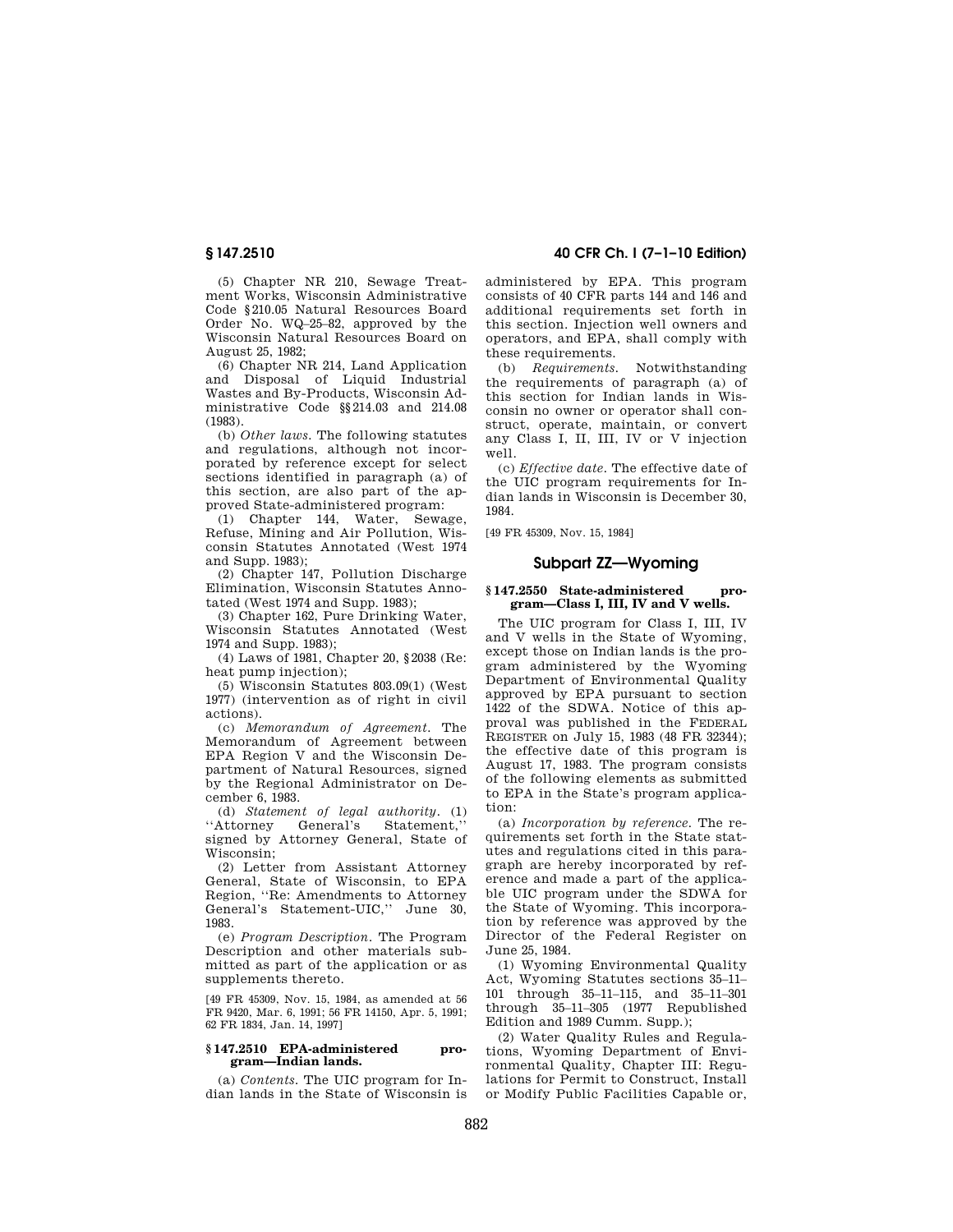(5) Chapter NR 210, Sewage Treatment Works, Wisconsin Administrative Code §210.05 Natural Resources Board Order No. WQ–25–82, approved by the Wisconsin Natural Resources Board on August 25, 1982;

(6) Chapter NR 214, Land Application and Disposal of Liquid Industrial Wastes and By-Products, Wisconsin Administrative Code §§214.03 and 214.08 (1983).

(b) *Other laws.* The following statutes and regulations, although not incorporated by reference except for select sections identified in paragraph (a) of this section, are also part of the approved State-administered program:

(1) Chapter 144, Water, Sewage, Refuse, Mining and Air Pollution, Wisconsin Statutes Annotated (West 1974 and Supp. 1983);

(2) Chapter 147, Pollution Discharge Elimination, Wisconsin Statutes Annotated (West 1974 and Supp. 1983);

(3) Chapter 162, Pure Drinking Water, Wisconsin Statutes Annotated (West 1974 and Supp. 1983);

(4) Laws of 1981, Chapter 20, §2038 (Re: heat pump injection);

(5) Wisconsin Statutes 803.09(1) (West 1977) (intervention as of right in civil actions).

(c) *Memorandum of Agreement.* The Memorandum of Agreement between EPA Region V and the Wisconsin Department of Natural Resources, signed by the Regional Administrator on December 6, 1983.

(d) *Statement of legal authority.* (1) ''Attorney General's Statement,'' signed by Attorney General, State of Wisconsin;

(2) Letter from Assistant Attorney General, State of Wisconsin, to EPA Region, ''Re: Amendments to Attorney General's Statement-UIC,'' June 30, 1983.

(e) *Program Description.* The Program Description and other materials submitted as part of the application or as supplements thereto.

[49 FR 45309, Nov. 15, 1984, as amended at 56 FR 9420, Mar. 6, 1991; 56 FR 14150, Apr. 5, 1991; 62 FR 1834, Jan. 14, 1997]

### § 147.2510 EPA-administered program—Indian lands.

(a) *Contents.* The UIC program for Indian lands in the State of Wisconsin is administered by EPA. This program consists of 40 CFR parts 144 and 146 and additional requirements set forth in this section. Injection well owners and operators, and EPA, shall comply with these requirements.

(b) *Requirements.* Notwithstanding the requirements of paragraph (a) of this section for Indian lands in Wisconsin no owner or operator shall construct, operate, maintain, or convert any Class I, II, III, IV or V injection well.

(c) *Effective date.* The effective date of the UIC program requirements for Indian lands in Wisconsin is December 30, 1984.

[49 FR 45309, Nov. 15, 1984]

## Subpart ZZ—Wyoming

### § 147.2550 State-administered program—Class I, III, IV and V wells.

The UIC program for Class I, III, IV and V wells in the State of Wyoming, except those on Indian lands is the program administered by the Wyoming Department of Environmental Quality approved by EPA pursuant to section 1422 of the SDWA. Notice of this approval was published in the FEDERAL REGISTER on July 15, 1983 (48 FR 32344); the effective date of this program is August 17, 1983. The program consists of the following elements as submitted to EPA in the State's program application:

(a) *Incorporation by reference.* The requirements set forth in the State statutes and regulations cited in this paragraph are hereby incorporated by reference and made a part of the applicable UIC program under the SDWA for the State of Wyoming. This incorporation by reference was approved by the Director of the Federal Register on June 25, 1984.

(1) Wyoming Environmental Quality Act, Wyoming Statutes sections 35–11–101 through 35–11–115, and 35–11–301 through 35–11–305 (1977 Republished Edition and 1989 Cumm. Supp.);

(2) Water Quality Rules and Regulations, Wyoming Department of Environmental Quality, Chapter III: Regulations for Permit to Construct, Install or Modify Public Facilities Capable or,